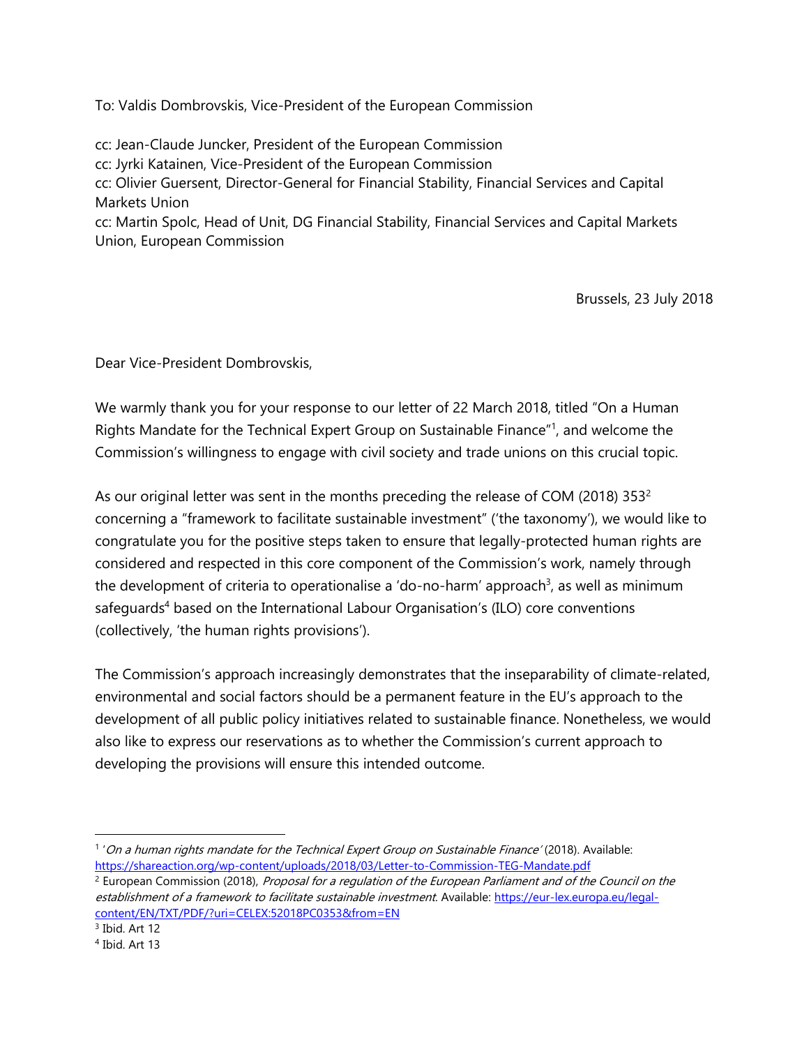To: Valdis Dombrovskis, Vice-President of the European Commission

cc: Jean-Claude Juncker, President of the European Commission
cc: Jyrki Katainen, Vice-President of the European Commission
cc: Olivier Guersent, Director-General for Financial Stability, Financial Services and Capital Markets Union
cc: Martin Spolc, Head of Unit, DG Financial Stability, Financial Services and Capital Markets Union, European Commission

Brussels, 23 July 2018

Dear Vice-President Dombrovskis,

We warmly thank you for your response to our letter of 22 March 2018, titled "On a Human Rights Mandate for the Technical Expert Group on Sustainable Finance"[1], and welcome the Commission's willingness to engage with civil society and trade unions on this crucial topic.

As our original letter was sent in the months preceding the release of COM (2018) 353[2] concerning a "framework to facilitate sustainable investment" ('the taxonomy'), we would like to congratulate you for the positive steps taken to ensure that legally-protected human rights are considered and respected in this core component of the Commission's work, namely through the development of criteria to operationalise a 'do-no-harm' approach[3], as well as minimum safeguards[4] based on the International Labour Organisation's (ILO) core conventions (collectively, 'the human rights provisions').

The Commission's approach increasingly demonstrates that the inseparability of climate-related, environmental and social factors should be a permanent feature in the EU's approach to the development of all public policy initiatives related to sustainable finance. Nonetheless, we would also like to express our reservations as to whether the Commission's current approach to developing the provisions will ensure this intended outcome.

---

[1] '*On a human rights mandate for the Technical Expert Group on Sustainable Finance*' (2018). Available: https://shareaction.org/wp-content/uploads/2018/03/Letter-to-Commission-TEG-Mandate.pdf

[2] European Commission (2018), *Proposal for a regulation of the European Parliament and of the Council on the establishment of a framework to facilitate sustainable investment*. Available: https://eur-lex.europa.eu/legal-content/EN/TXT/PDF/?uri=CELEX:52018PC0353&from=EN

[3] Ibid. Art 12

[4] Ibid. Art 13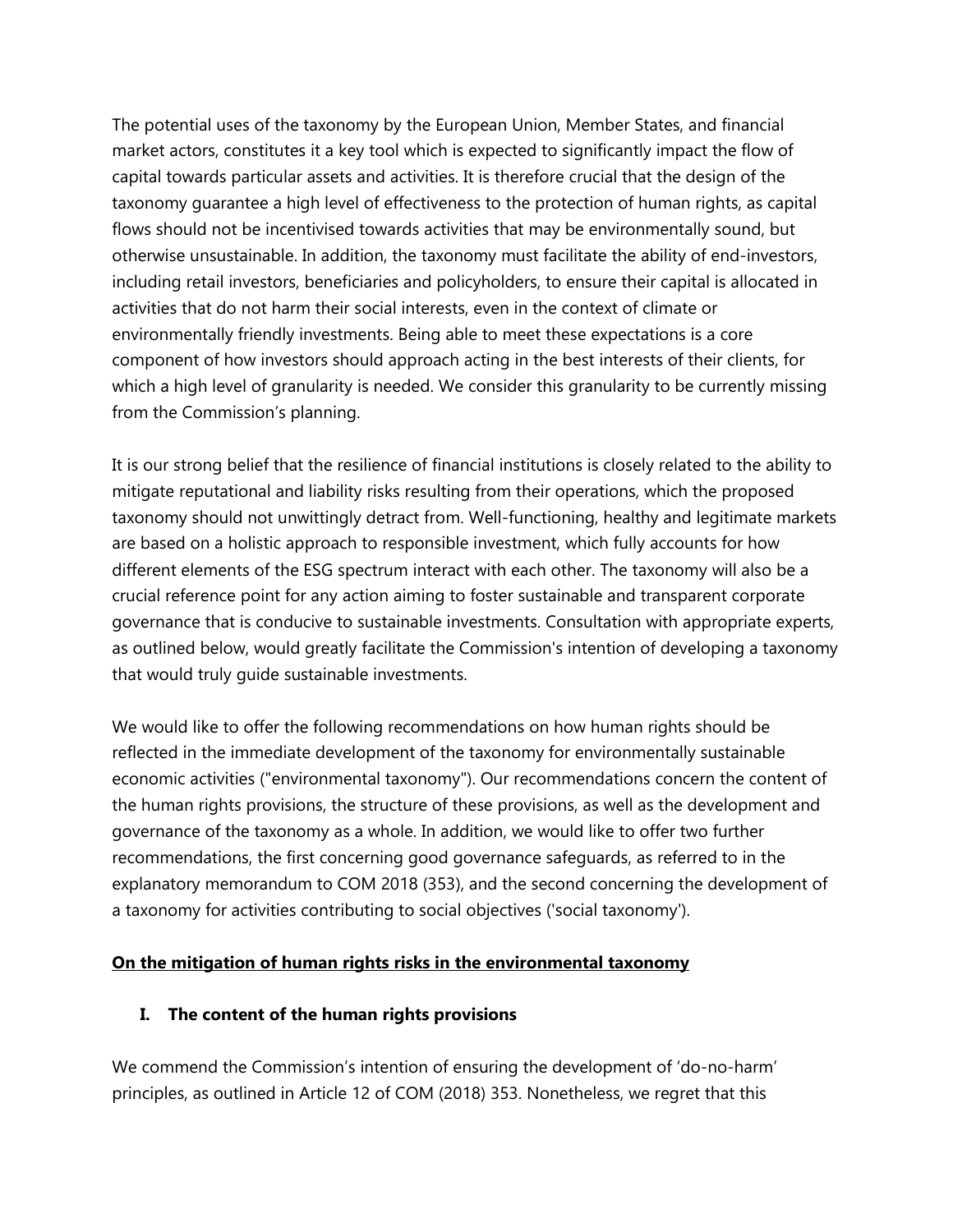The potential uses of the taxonomy by the European Union, Member States, and financial market actors, constitutes it a key tool which is expected to significantly impact the flow of capital towards particular assets and activities. It is therefore crucial that the design of the taxonomy guarantee a high level of effectiveness to the protection of human rights, as capital flows should not be incentivised towards activities that may be environmentally sound, but otherwise unsustainable. In addition, the taxonomy must facilitate the ability of end-investors, including retail investors, beneficiaries and policyholders, to ensure their capital is allocated in activities that do not harm their social interests, even in the context of climate or environmentally friendly investments. Being able to meet these expectations is a core component of how investors should approach acting in the best interests of their clients, for which a high level of granularity is needed. We consider this granularity to be currently missing from the Commission's planning.

It is our strong belief that the resilience of financial institutions is closely related to the ability to mitigate reputational and liability risks resulting from their operations, which the proposed taxonomy should not unwittingly detract from. Well-functioning, healthy and legitimate markets are based on a holistic approach to responsible investment, which fully accounts for how different elements of the ESG spectrum interact with each other. The taxonomy will also be a crucial reference point for any action aiming to foster sustainable and transparent corporate governance that is conducive to sustainable investments. Consultation with appropriate experts, as outlined below, would greatly facilitate the Commission's intention of developing a taxonomy that would truly guide sustainable investments.

We would like to offer the following recommendations on how human rights should be reflected in the immediate development of the taxonomy for environmentally sustainable economic activities ("environmental taxonomy"). Our recommendations concern the content of the human rights provisions, the structure of these provisions, as well as the development and governance of the taxonomy as a whole. In addition, we would like to offer two further recommendations, the first concerning good governance safeguards, as referred to in the explanatory memorandum to COM 2018 (353), and the second concerning the development of a taxonomy for activities contributing to social objectives ('social taxonomy').

## On the mitigation of human rights risks in the environmental taxonomy

### I. The content of the human rights provisions

We commend the Commission's intention of ensuring the development of 'do-no-harm' principles, as outlined in Article 12 of COM (2018) 353. Nonetheless, we regret that this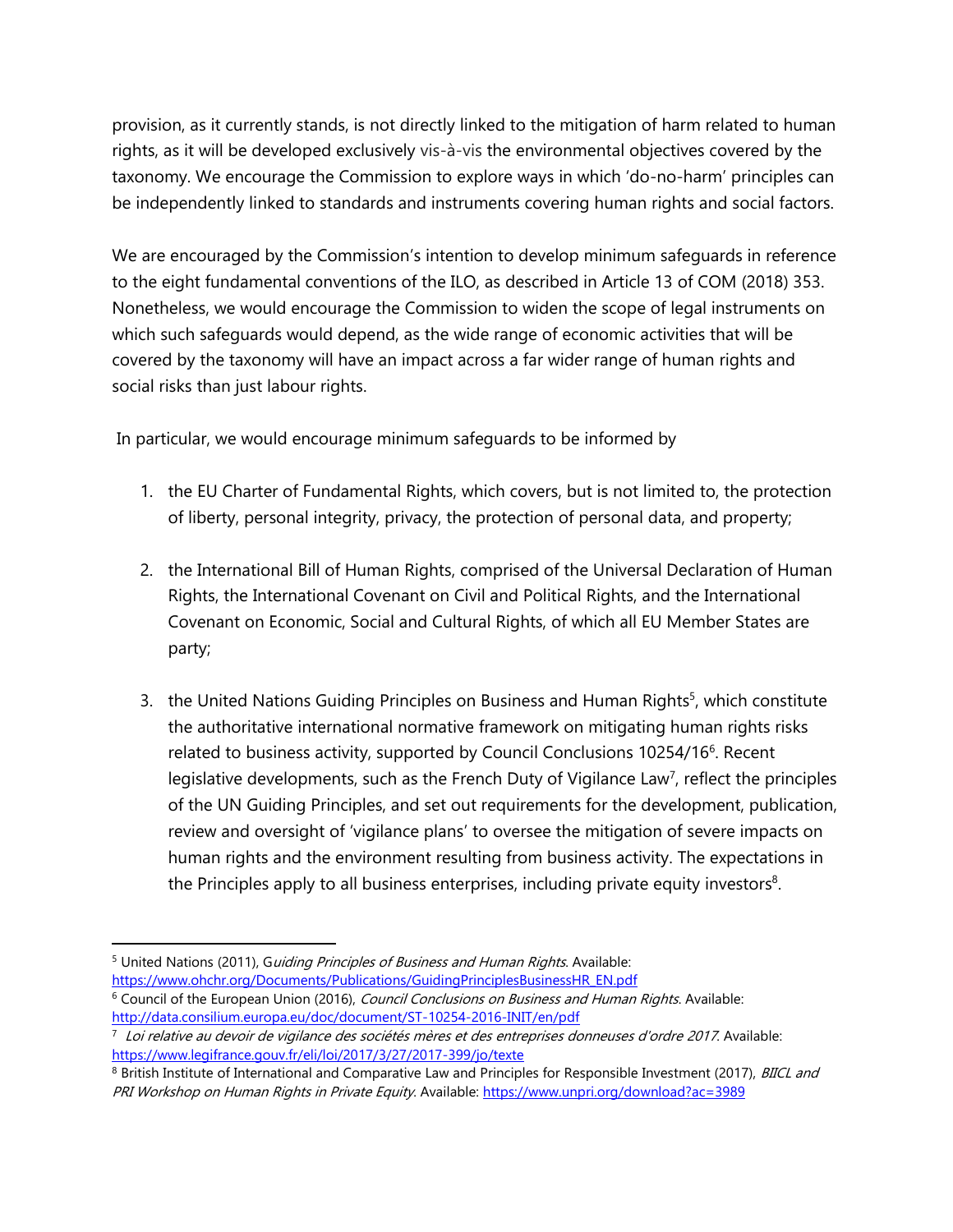provision, as it currently stands, is not directly linked to the mitigation of harm related to human rights, as it will be developed exclusively vis-à-vis the environmental objectives covered by the taxonomy. We encourage the Commission to explore ways in which 'do-no-harm' principles can be independently linked to standards and instruments covering human rights and social factors.

We are encouraged by the Commission's intention to develop minimum safeguards in reference to the eight fundamental conventions of the ILO, as described in Article 13 of COM (2018) 353. Nonetheless, we would encourage the Commission to widen the scope of legal instruments on which such safeguards would depend, as the wide range of economic activities that will be covered by the taxonomy will have an impact across a far wider range of human rights and social risks than just labour rights.

In particular, we would encourage minimum safeguards to be informed by

1. the EU Charter of Fundamental Rights, which covers, but is not limited to, the protection of liberty, personal integrity, privacy, the protection of personal data, and property;

2. the International Bill of Human Rights, comprised of the Universal Declaration of Human Rights, the International Covenant on Civil and Political Rights, and the International Covenant on Economic, Social and Cultural Rights, of which all EU Member States are party;

3. the United Nations Guiding Principles on Business and Human Rights[5], which constitute the authoritative international normative framework on mitigating human rights risks related to business activity, supported by Council Conclusions 10254/16[6]. Recent legislative developments, such as the French Duty of Vigilance Law[7], reflect the principles of the UN Guiding Principles, and set out requirements for the development, publication, review and oversight of 'vigilance plans' to oversee the mitigation of severe impacts on human rights and the environment resulting from business activity. The expectations in the Principles apply to all business enterprises, including private equity investors[8].

---

[5] United Nations (2011), *Guiding Principles of Business and Human Rights*. Available: https://www.ohchr.org/Documents/Publications/GuidingPrinciplesBusinessHR_EN.pdf

[6] Council of the European Union (2016), *Council Conclusions on Business and Human Rights*. Available: http://data.consilium.europa.eu/doc/document/ST-10254-2016-INIT/en/pdf

[7] *Loi relative au devoir de vigilance des sociétés mères et des entreprises donneuses d'ordre 2017*. Available: https://www.legifrance.gouv.fr/eli/loi/2017/3/27/2017-399/jo/texte

[8] British Institute of International and Comparative Law and Principles for Responsible Investment (2017), *BIICL and PRI Workshop on Human Rights in Private Equity*. Available: https://www.unpri.org/download?ac=3989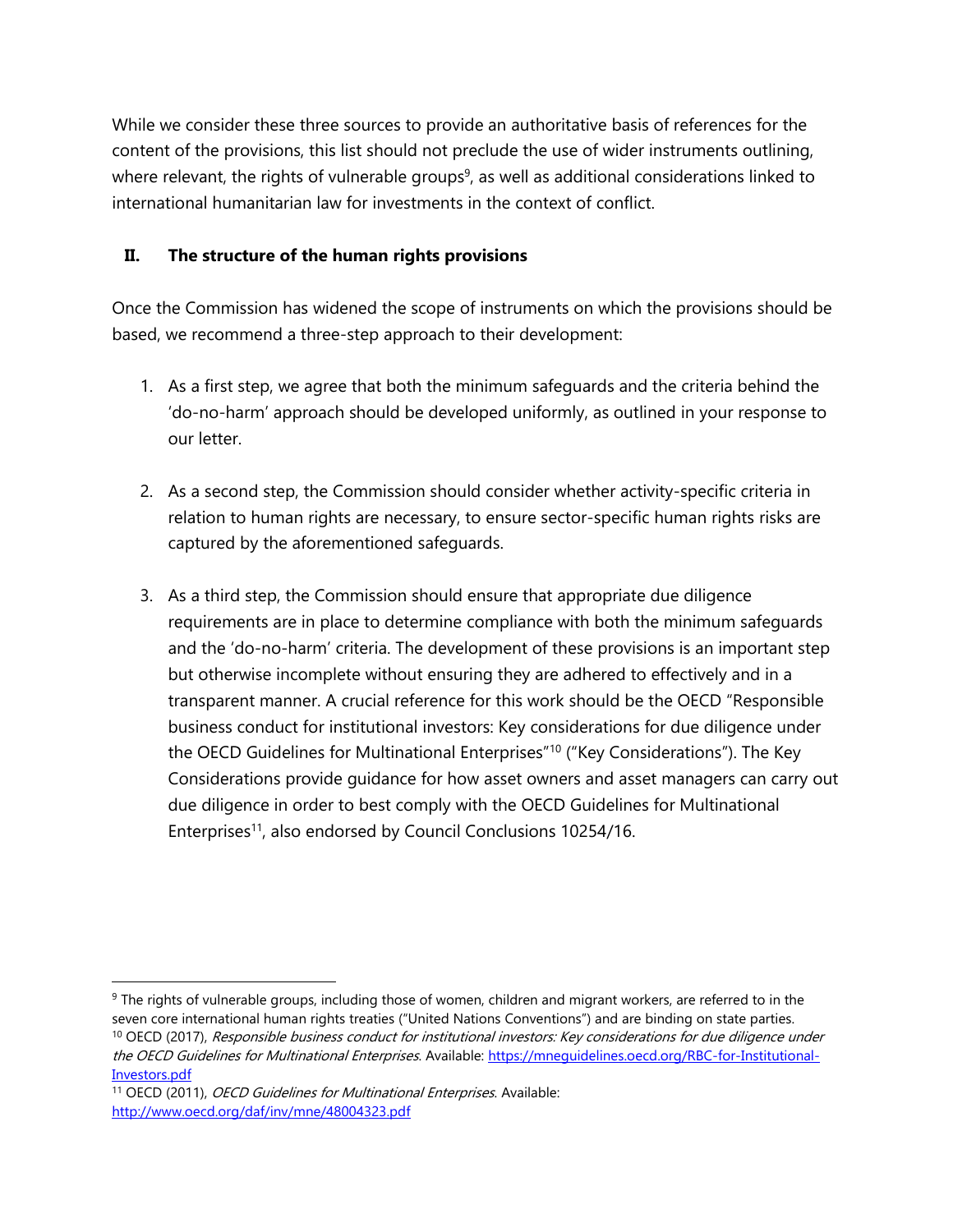While we consider these three sources to provide an authoritative basis of references for the content of the provisions, this list should not preclude the use of wider instruments outlining, where relevant, the rights of vulnerable groups[9], as well as additional considerations linked to international humanitarian law for investments in the context of conflict.

## II. The structure of the human rights provisions

Once the Commission has widened the scope of instruments on which the provisions should be based, we recommend a three-step approach to their development:

1. As a first step, we agree that both the minimum safeguards and the criteria behind the 'do-no-harm' approach should be developed uniformly, as outlined in your response to our letter.

2. As a second step, the Commission should consider whether activity-specific criteria in relation to human rights are necessary, to ensure sector-specific human rights risks are captured by the aforementioned safeguards.

3. As a third step, the Commission should ensure that appropriate due diligence requirements are in place to determine compliance with both the minimum safeguards and the 'do-no-harm' criteria. The development of these provisions is an important step but otherwise incomplete without ensuring they are adhered to effectively and in a transparent manner. A crucial reference for this work should be the OECD "Responsible business conduct for institutional investors: Key considerations for due diligence under the OECD Guidelines for Multinational Enterprises"[10] ("Key Considerations"). The Key Considerations provide guidance for how asset owners and asset managers can carry out due diligence in order to best comply with the OECD Guidelines for Multinational Enterprises[11], also endorsed by Council Conclusions 10254/16.

---

[9] The rights of vulnerable groups, including those of women, children and migrant workers, are referred to in the seven core international human rights treaties ("United Nations Conventions") and are binding on state parties.

[10] OECD (2017), *Responsible business conduct for institutional investors: Key considerations for due diligence under the OECD Guidelines for Multinational Enterprises*. Available: https://mneguidelines.oecd.org/RBC-for-Institutional-Investors.pdf

[11] OECD (2011), *OECD Guidelines for Multinational Enterprises*. Available: http://www.oecd.org/daf/inv/mne/48004323.pdf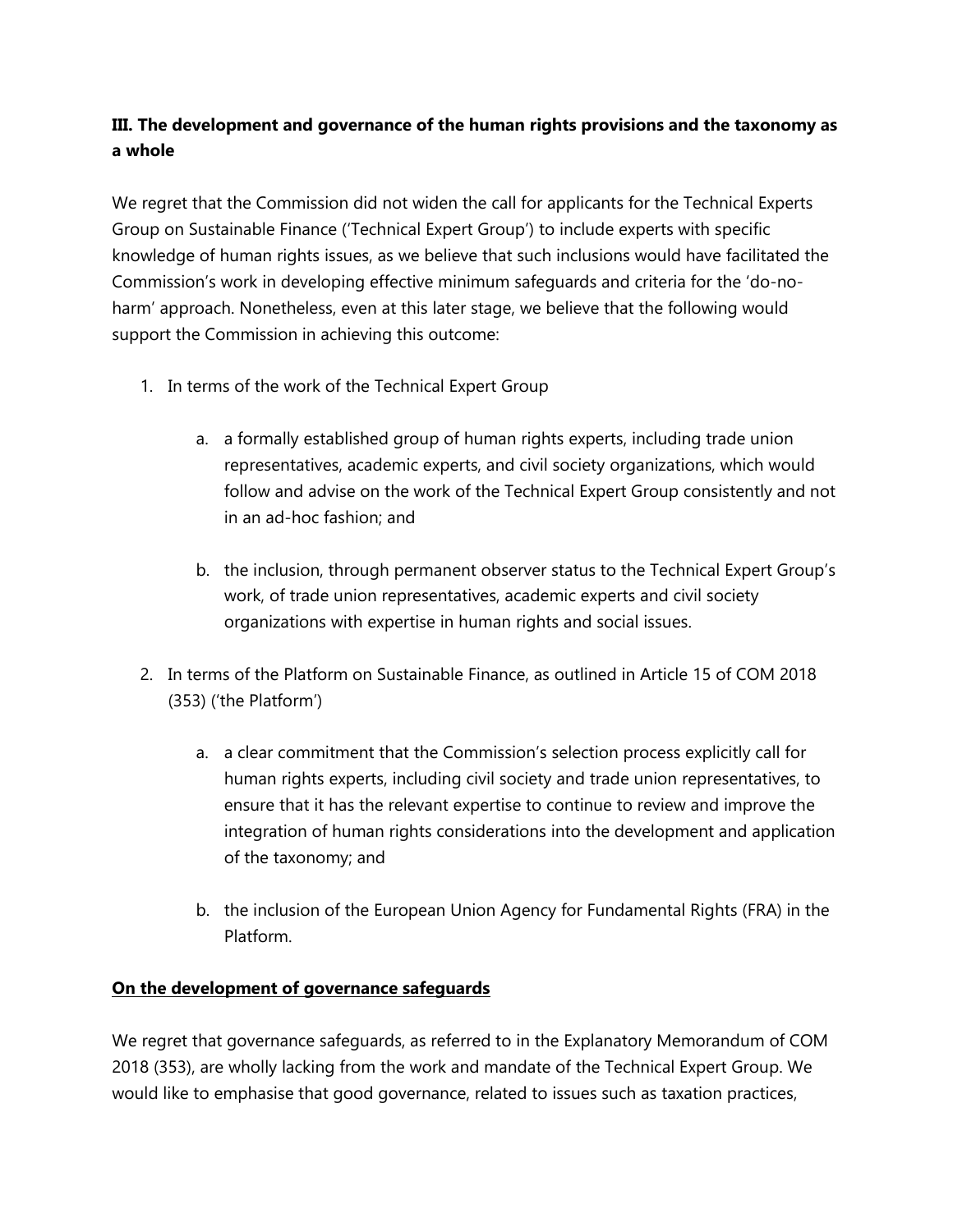**III. The development and governance of the human rights provisions and the taxonomy as a whole**

We regret that the Commission did not widen the call for applicants for the Technical Experts Group on Sustainable Finance ('Technical Expert Group') to include experts with specific knowledge of human rights issues, as we believe that such inclusions would have facilitated the Commission's work in developing effective minimum safeguards and criteria for the 'do-no-harm' approach. Nonetheless, even at this later stage, we believe that the following would support the Commission in achieving this outcome:

1. In terms of the work of the Technical Expert Group

    a. a formally established group of human rights experts, including trade union representatives, academic experts, and civil society organizations, which would follow and advise on the work of the Technical Expert Group consistently and not in an ad-hoc fashion; and

    b. the inclusion, through permanent observer status to the Technical Expert Group's work, of trade union representatives, academic experts and civil society organizations with expertise in human rights and social issues.

2. In terms of the Platform on Sustainable Finance, as outlined in Article 15 of COM 2018 (353) ('the Platform')

    a. a clear commitment that the Commission's selection process explicitly call for human rights experts, including civil society and trade union representatives, to ensure that it has the relevant expertise to continue to review and improve the integration of human rights considerations into the development and application of the taxonomy; and

    b. the inclusion of the European Union Agency for Fundamental Rights (FRA) in the Platform.

**On the development of governance safeguards**

We regret that governance safeguards, as referred to in the Explanatory Memorandum of COM 2018 (353), are wholly lacking from the work and mandate of the Technical Expert Group. We would like to emphasise that good governance, related to issues such as taxation practices,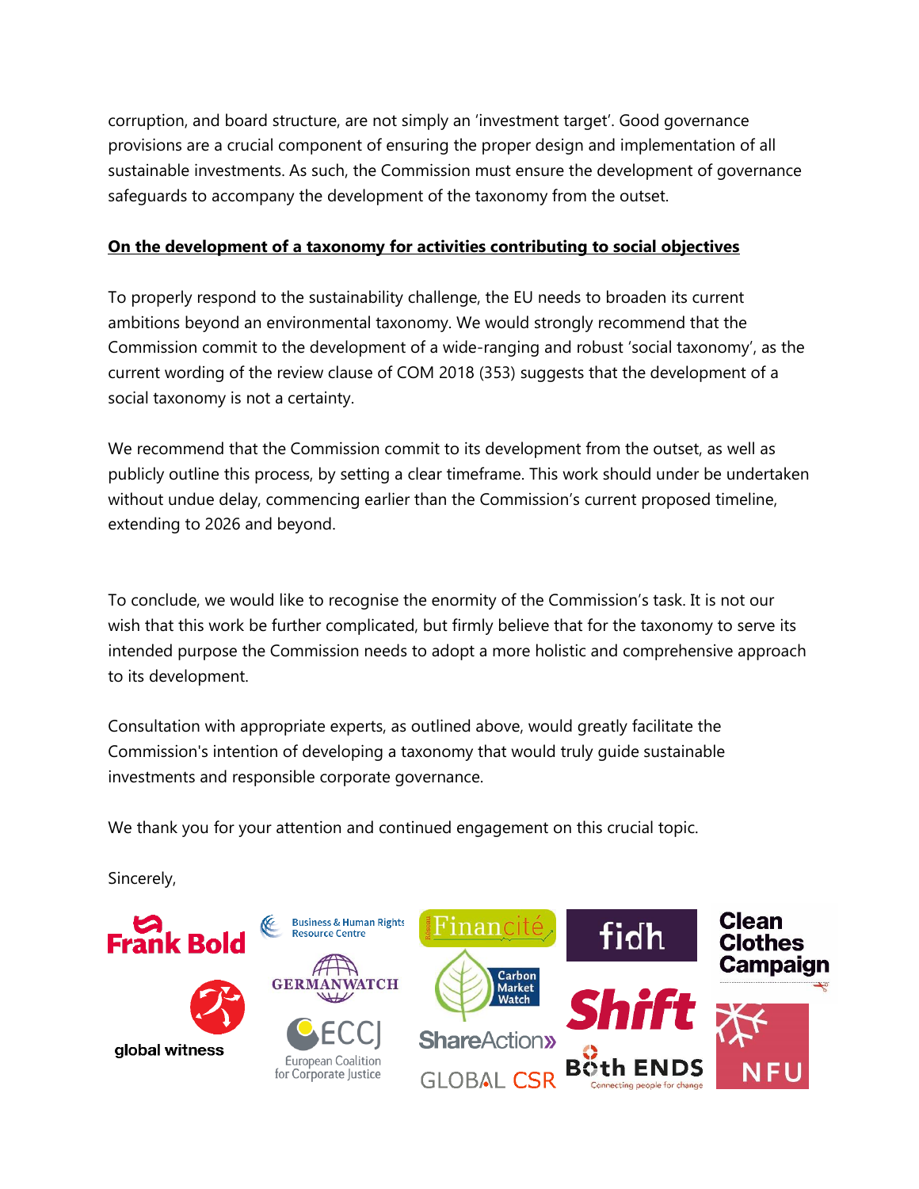corruption, and board structure, are not simply an 'investment target'. Good governance provisions are a crucial component of ensuring the proper design and implementation of all sustainable investments. As such, the Commission must ensure the development of governance safeguards to accompany the development of the taxonomy from the outset.

**On the development of a taxonomy for activities contributing to social objectives**

To properly respond to the sustainability challenge, the EU needs to broaden its current ambitions beyond an environmental taxonomy. We would strongly recommend that the Commission commit to the development of a wide-ranging and robust 'social taxonomy', as the current wording of the review clause of COM 2018 (353) suggests that the development of a social taxonomy is not a certainty.

We recommend that the Commission commit to its development from the outset, as well as publicly outline this process, by setting a clear timeframe. This work should under be undertaken without undue delay, commencing earlier than the Commission's current proposed timeline, extending to 2026 and beyond.

To conclude, we would like to recognise the enormity of the Commission's task. It is not our wish that this work be further complicated, but firmly believe that for the taxonomy to serve its intended purpose the Commission needs to adopt a more holistic and comprehensive approach to its development.

Consultation with appropriate experts, as outlined above, would greatly facilitate the Commission's intention of developing a taxonomy that would truly guide sustainable investments and responsible corporate governance.

We thank you for your attention and continued engagement on this crucial topic.

Sincerely,

Frank Bold

Business & Human Rights Resource Centre

Réseau Financité

fidh

Clean Clothes Campaign

global witness

GERMANWATCH

Carbon Market Watch

Shift

NFU

ECCJ European Coalition for Corporate Justice

ShareAction»

GLOBAL CSR

Both ENDS Connecting people for change